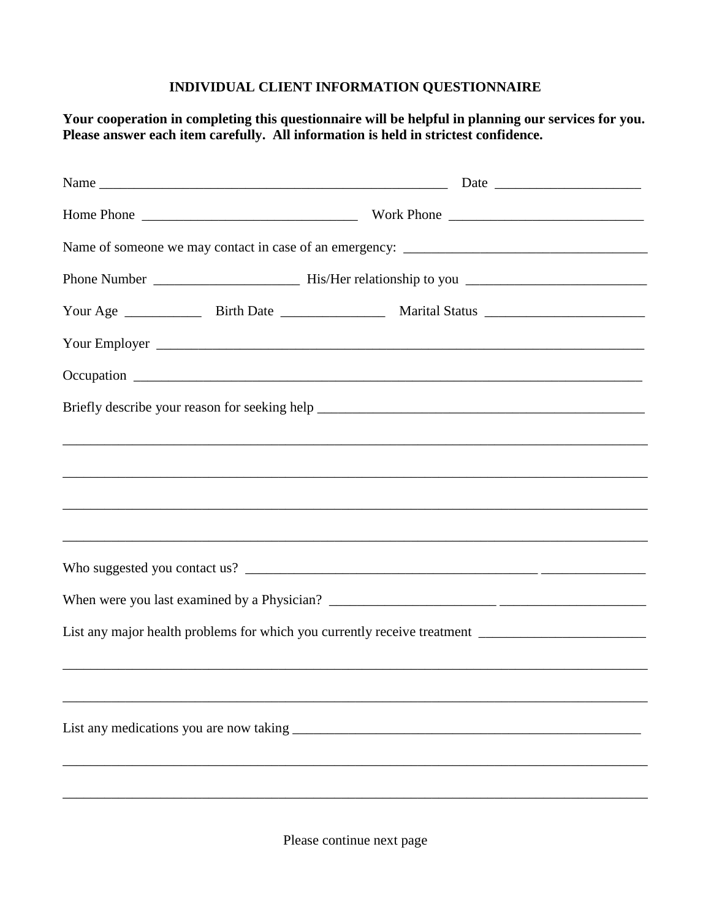# INDIVIDUAL CLIENT INFORMATION QUESTIONNAIRE

**Your cooperation in completing this questionnaire will be helpful in planning our services for you. Please answer each item carefully. All information is held in strictest confidence.**

Name ___________________________________________________ Date _____________________

Home Phone _______________________________ Work Phone ____________________________

Name of someone we may contact in case of an emergency: ___________________________________

Phone Number _____________________ His/Her relationship to you __________________________

Your Age ___________ Birth Date _______________ Marital Status ______________________

Your Employer _________________________________________________________________________

Occupation ____________________________________________________________________________

Briefly describe your reason for seeking help ______________________________________________

_______________________________________________________________________________________

_______________________________________________________________________________________

_______________________________________________________________________________________

_______________________________________________________________________________________

Who suggested you contact us? __________________________________________ _______________

When were you last examined by a Physician? ________________________ _____________________

List any major health problems for which you currently receive treatment ________________________

_______________________________________________________________________________________

_______________________________________________________________________________________

List any medications you are now taking _____________________________________________________

_______________________________________________________________________________________

_______________________________________________________________________________________

Please continue next page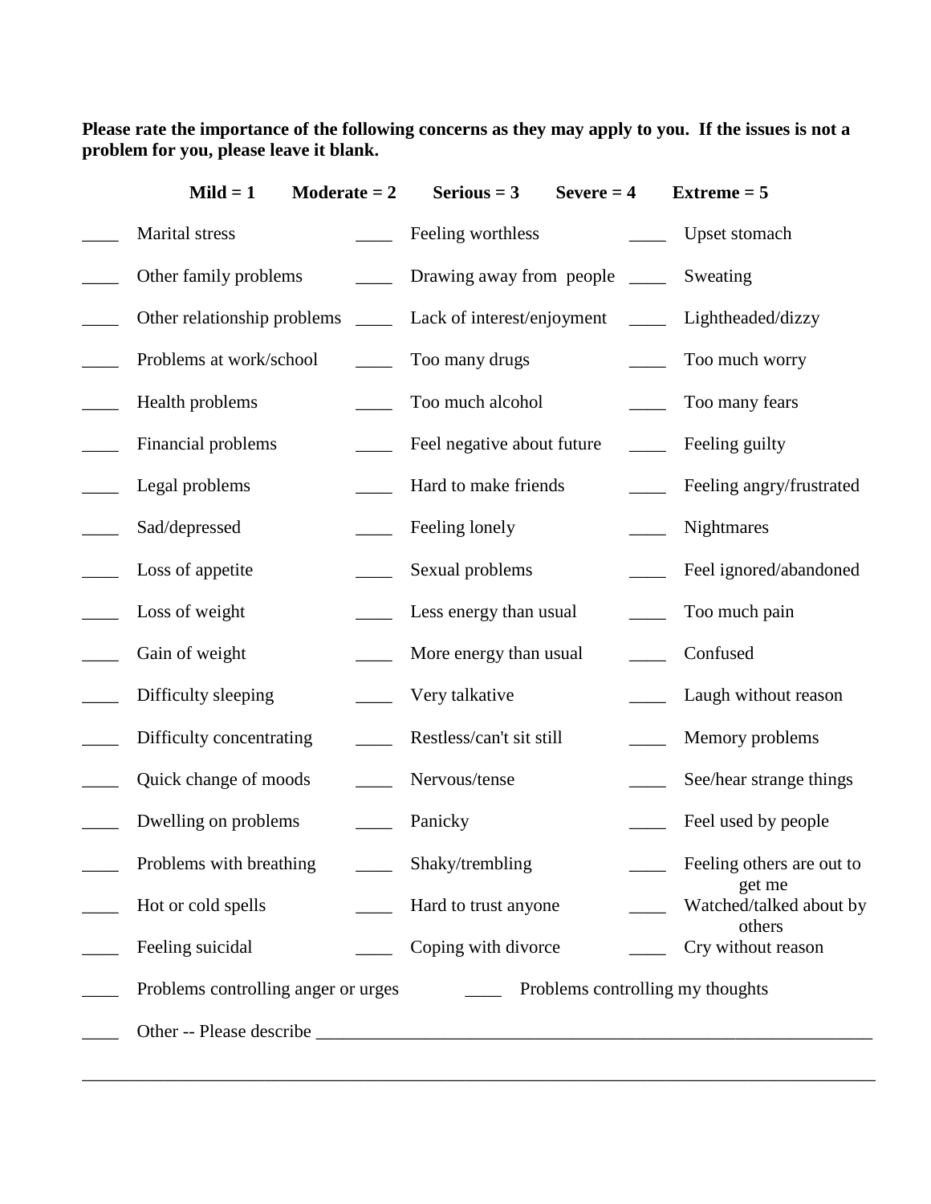**Please rate the importance of the following concerns as they may apply to you. If the issues is not a problem for you, please leave it blank.**

**Mild = 1 Moderate = 2 Serious = 3 Severe = 4 Extreme = 5**

| | | | | | |
|---|---|---|---|---|---|
| ____ | Marital stress | ____ | Feeling worthless | ____ | Upset stomach |
| ____ | Other family problems | ____ | Drawing away from people | ____ | Sweating |
| ____ | Other relationship problems | ____ | Lack of interest/enjoyment | ____ | Lightheaded/dizzy |
| ____ | Problems at work/school | ____ | Too many drugs | ____ | Too much worry |
| ____ | Health problems | ____ | Too much alcohol | ____ | Too many fears |
| ____ | Financial problems | ____ | Feel negative about future | ____ | Feeling guilty |
| ____ | Legal problems | ____ | Hard to make friends | ____ | Feeling angry/frustrated |
| ____ | Sad/depressed | ____ | Feeling lonely | ____ | Nightmares |
| ____ | Loss of appetite | ____ | Sexual problems | ____ | Feel ignored/abandoned |
| ____ | Loss of weight | ____ | Less energy than usual | ____ | Too much pain |
| ____ | Gain of weight | ____ | More energy than usual | ____ | Confused |
| ____ | Difficulty sleeping | ____ | Very talkative | ____ | Laugh without reason |
| ____ | Difficulty concentrating | ____ | Restless/can't sit still | ____ | Memory problems |
| ____ | Quick change of moods | ____ | Nervous/tense | ____ | See/hear strange things |
| ____ | Dwelling on problems | ____ | Panicky | ____ | Feel used by people |
| ____ | Problems with breathing | ____ | Shaky/trembling | ____ | Feeling others are out to get me |
| ____ | Hot or cold spells | ____ | Hard to trust anyone | ____ | Watched/talked about by others |
| ____ | Feeling suicidal | ____ | Coping with divorce | ____ | Cry without reason |

____ Problems controlling anger or urges ____ Problems controlling my thoughts

____ Other -- Please describe ______________________________________________________________

__________________________________________________________________________________________